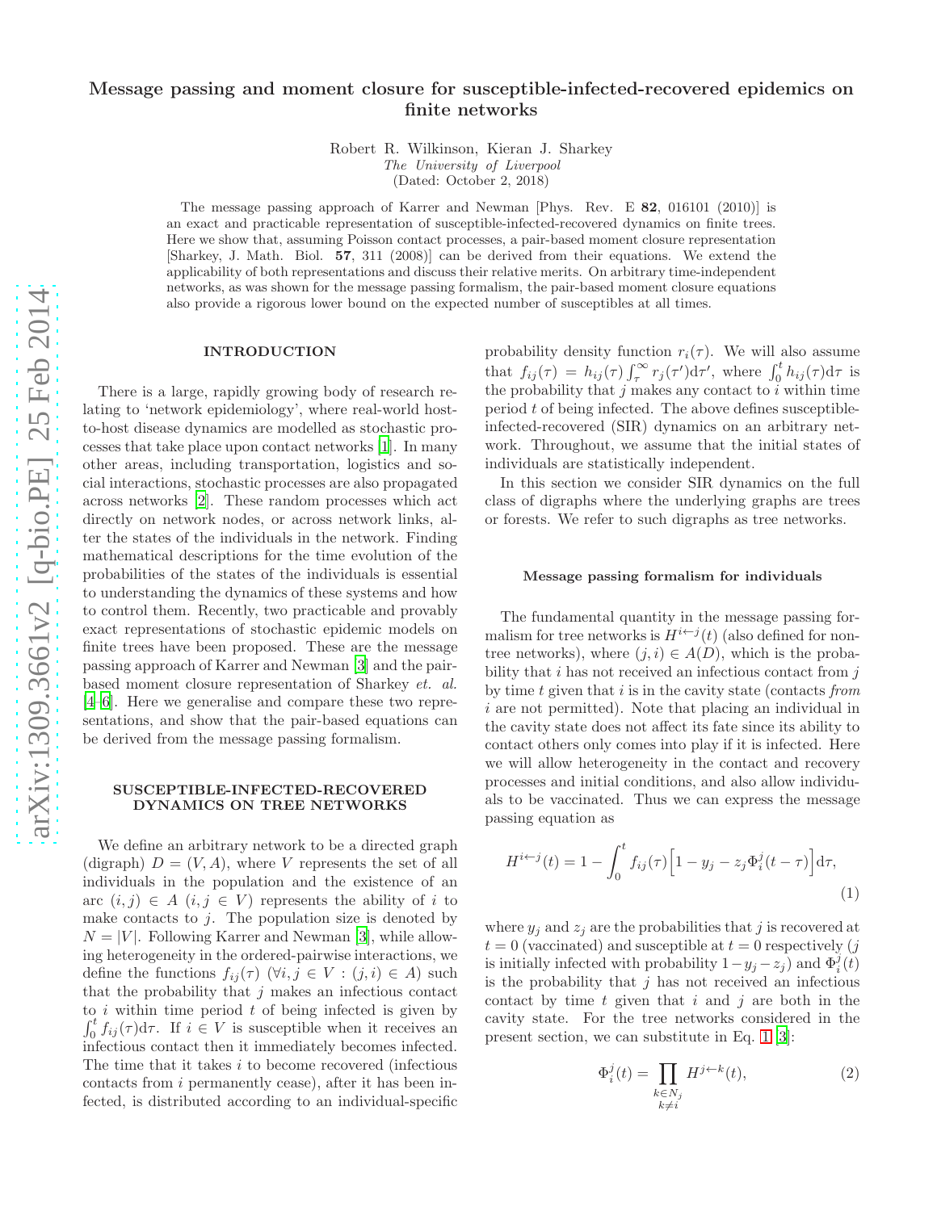# Message passing and moment closure for susceptible-infected-recovered epidemics on finite networks

Robert R. Wilkinson, Kieran J. Sharkey
*The University of Liverpool*
(Dated: October 2, 2018)

The message passing approach of Karrer and Newman [Phys. Rev. E **82**, 016101 (2010)] is an exact and practicable representation of susceptible-infected-recovered dynamics on finite trees. Here we show that, assuming Poisson contact processes, a pair-based moment closure representation [Sharkey, J. Math. Biol. **57**, 311 (2008)] can be derived from their equations. We extend the applicability of both representations and discuss their relative merits. On arbitrary time-independent networks, as was shown for the message passing formalism, the pair-based moment closure equations also provide a rigorous lower bound on the expected number of susceptibles at all times.

## INTRODUCTION

There is a large, rapidly growing body of research relating to 'network epidemiology', where real-world host-to-host disease dynamics are modelled as stochastic processes that take place upon contact networks [1]. In many other areas, including transportation, logistics and social interactions, stochastic processes are also propagated across networks [2]. These random processes which act directly on network nodes, or across network links, alter the states of the individuals in the network. Finding mathematical descriptions for the time evolution of the probabilities of the states of the individuals is essential to understanding the dynamics of these systems and how to control them. Recently, two practicable and provably exact representations of stochastic epidemic models on finite trees have been proposed. These are the message passing approach of Karrer and Newman [3] and the pair-based moment closure representation of Sharkey *et. al.* [4–6]. Here we generalise and compare these two representations, and show that the pair-based equations can be derived from the message passing formalism.

## SUSCEPTIBLE-INFECTED-RECOVERED DYNAMICS ON TREE NETWORKS

We define an arbitrary network to be a directed graph (digraph) $D = (V, A)$, where $V$ represents the set of all individuals in the population and the existence of an arc $(i, j) \in A$ $(i, j \in V)$ represents the ability of $i$ to make contacts to $j$. The population size is denoted by $N = |V|$. Following Karrer and Newman [3], while allowing heterogeneity in the ordered-pairwise interactions, we define the functions $f_{ij}(\tau)$ $(\forall i, j \in V : (j, i) \in A)$ such that the probability that $j$ makes an infectious contact to $i$ within time period $t$ of being infected is given by $\int_0^t f_{ij}(\tau)\mathrm{d}\tau$. If $i \in V$ is susceptible when it receives an infectious contact then it immediately becomes infected. The time that it takes $i$ to become recovered (infectious contacts from $i$ permanently cease), after it has been infected, is distributed according to an individual-specific probability density function $r_i(\tau)$. We will also assume that $f_{ij}(\tau) = h_{ij}(\tau)\int_\tau^\infty r_j(\tau')\mathrm{d}\tau'$, where $\int_0^t h_{ij}(\tau)\mathrm{d}\tau$ is the probability that $j$ makes any contact to $i$ within time period $t$ of being infected. The above defines susceptible-infected-recovered (SIR) dynamics on an arbitrary network. Throughout, we assume that the initial states of individuals are statistically independent.

In this section we consider SIR dynamics on the full class of digraphs where the underlying graphs are trees or forests. We refer to such digraphs as tree networks.

### Message passing formalism for individuals

The fundamental quantity in the message passing formalism for tree networks is $H^{i\leftarrow j}(t)$ (also defined for non-tree networks), where $(j, i) \in A(D)$, which is the probability that $i$ has not received an infectious contact from $j$ by time $t$ given that $i$ is in the cavity state (contacts *from* $i$ are not permitted). Note that placing an individual in the cavity state does not affect its fate since its ability to contact others only comes into play if it is infected. Here we will allow heterogeneity in the contact and recovery processes and initial conditions, and also allow individuals to be vaccinated. Thus we can express the message passing equation as

$$H^{i\leftarrow j}(t) = 1 - \int_0^t f_{ij}(\tau)\Big[1 - y_j - z_j\Phi_i^j(t-\tau)\Big]\mathrm{d}\tau, \tag{1}$$

where $y_j$ and $z_j$ are the probabilities that $j$ is recovered at $t = 0$ (vaccinated) and susceptible at $t = 0$ respectively ($j$ is initially infected with probability $1 - y_j - z_j$) and $\Phi_i^j(t)$ is the probability that $j$ has not received an infectious contact by time $t$ given that $i$ and $j$ are both in the cavity state. For the tree networks considered in the present section, we can substitute in Eq. 1 [3]:

$$\Phi_i^j(t) = \prod_{\substack{k\in N_j \\ k\neq i}} H^{j\leftarrow k}(t), \tag{2}$$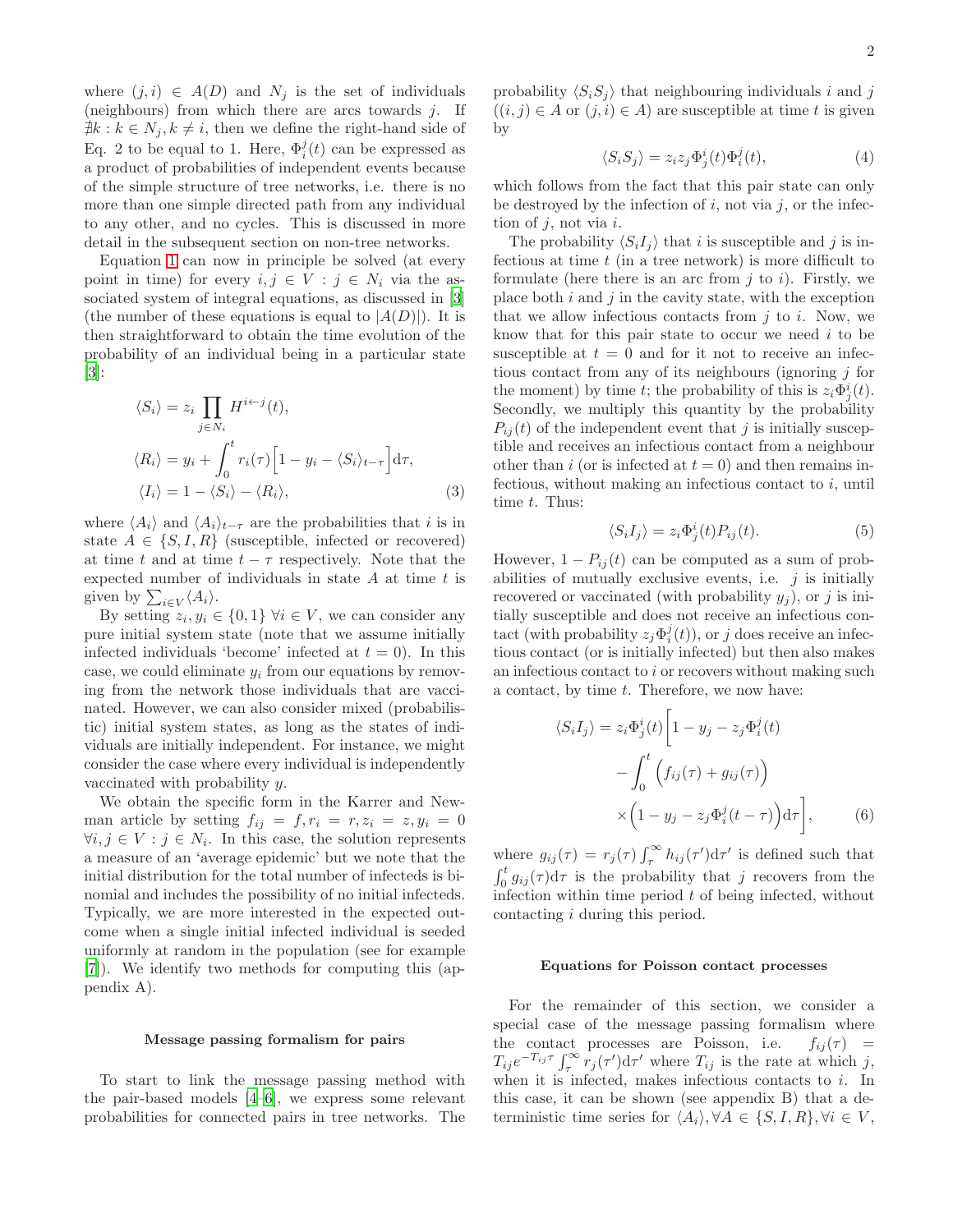where $(j,i) \in A(D)$ and $N_j$ is the set of individuals (neighbours) from which there are arcs towards $j$. If $\nexists k : k \in N_j, k \neq i$, then we define the right-hand side of Eq. 2 to be equal to 1. Here, $\Phi_i^j(t)$ can be expressed as a product of probabilities of independent events because of the simple structure of tree networks, i.e. there is no more than one simple directed path from any individual to any other, and no cycles. This is discussed in more detail in the subsequent section on non-tree networks.

Equation 1 can now in principle be solved (at every point in time) for every $i, j \in V : j \in N_i$ via the associated system of integral equations, as discussed in [3] (the number of these equations is equal to $|A(D)|$). It is then straightforward to obtain the time evolution of the probability of an individual being in a particular state [3]:

$$
\begin{aligned}
\langle S_i \rangle &= z_i \prod_{j \in N_i} H^{i \leftarrow j}(t), \\
\langle R_i \rangle &= y_i + \int_0^t r_i(\tau) \Big[ 1 - y_i - \langle S_i \rangle_{t-\tau} \Big] \mathrm{d}\tau, \\
\langle I_i \rangle &= 1 - \langle S_i \rangle - \langle R_i \rangle,
\end{aligned} \tag{3}
$$

where $\langle A_i \rangle$ and $\langle A_i \rangle_{t-\tau}$ are the probabilities that $i$ is in state $A \in \{S, I, R\}$ (susceptible, infected or recovered) at time $t$ and at time $t-\tau$ respectively. Note that the expected number of individuals in state $A$ at time $t$ is given by $\sum_{i \in V} \langle A_i \rangle$.

By setting $z_i, y_i \in \{0, 1\}$ $\forall i \in V$, we can consider any pure initial system state (note that we assume initially infected individuals 'become' infected at $t = 0$). In this case, we could eliminate $y_i$ from our equations by removing from the network those individuals that are vaccinated. However, we can also consider mixed (probabilistic) initial system states, as long as the states of individuals are initially independent. For instance, we might consider the case where every individual is independently vaccinated with probability $y$.

We obtain the specific form in the Karrer and Newman article by setting $f_{ij} = f, r_i = r, z_i = z, y_i = 0$ $\forall i, j \in V : j \in N_i$. In this case, the solution represents a measure of an 'average epidemic' but we note that the initial distribution for the total number of infecteds is binomial and includes the possibility of no initial infecteds. Typically, we are more interested in the expected outcome when a single initial infected individual is seeded uniformly at random in the population (see for example [7]). We identify two methods for computing this (appendix A).

## Message passing formalism for pairs

To start to link the message passing method with the pair-based models [4–6], we express some relevant probabilities for connected pairs in tree networks. The probability $\langle S_i S_j \rangle$ that neighbouring individuals $i$ and $j$ ($(i,j) \in A$ or $(j,i) \in A$) are susceptible at time $t$ is given by

$$
\langle S_i S_j \rangle = z_i z_j \Phi_j^i(t) \Phi_i^j(t), \tag{4}
$$

which follows from the fact that this pair state can only be destroyed by the infection of $i$, not via $j$, or the infection of $j$, not via $i$.

The probability $\langle S_i I_j \rangle$ that $i$ is susceptible and $j$ is infectious at time $t$ (in a tree network) is more difficult to formulate (here there is an arc from $j$ to $i$). Firstly, we place both $i$ and $j$ in the cavity state, with the exception that we allow infectious contacts from $j$ to $i$. Now, we know that for this pair state to occur we need $i$ to be susceptible at $t = 0$ and for it not to receive an infectious contact from any of its neighbours (ignoring $j$ for the moment) by time $t$; the probability of this is $z_i \Phi_j^i(t)$. Secondly, we multiply this quantity by the probability $P_{ij}(t)$ of the independent event that $j$ is initially susceptible and receives an infectious contact from a neighbour other than $i$ (or is infected at $t = 0$) and then remains infectious, without making an infectious contact to $i$, until time $t$. Thus:

$$
\langle S_i I_j \rangle = z_i \Phi_j^i(t) P_{ij}(t). \tag{5}
$$

However, $1 - P_{ij}(t)$ can be computed as a sum of probabilities of mutually exclusive events, i.e. $j$ is initially recovered or vaccinated (with probability $y_j$), or $j$ is initially susceptible and does not receive an infectious contact (with probability $z_j \Phi_i^j(t)$), or $j$ does receive an infectious contact (or is initially infected) but then also makes an infectious contact to $i$ or recovers without making such a contact, by time $t$. Therefore, we now have:

$$
\begin{aligned}
\langle S_i I_j \rangle = z_i \Phi_j^i(t) \Bigg[ & 1 - y_j - z_j \Phi_i^j(t) \\
& - \int_0^t \Big( f_{ij}(\tau) + g_{ij}(\tau) \Big) \\
& \times \Big( 1 - y_j - z_j \Phi_i^j(t-\tau) \Big) \mathrm{d}\tau \Bigg],
\end{aligned} \tag{6}
$$

where $g_{ij}(\tau) = r_j(\tau) \int_\tau^\infty h_{ij}(\tau') \mathrm{d}\tau'$ is defined such that $\int_0^t g_{ij}(\tau) \mathrm{d}\tau$ is the probability that $j$ recovers from the infection within time period $t$ of being infected, without contacting $i$ during this period.

## Equations for Poisson contact processes

For the remainder of this section, we consider a special case of the message passing formalism where the contact processes are Poisson, i.e. $f_{ij}(\tau) = T_{ij} e^{-T_{ij}\tau} \int_\tau^\infty r_j(\tau') \mathrm{d}\tau'$ where $T_{ij}$ is the rate at which $j$, when it is infected, makes infectious contacts to $i$. In this case, it can be shown (see appendix B) that a deterministic time series for $\langle A_i \rangle, \forall A \in \{S, I, R\}, \forall i \in V$,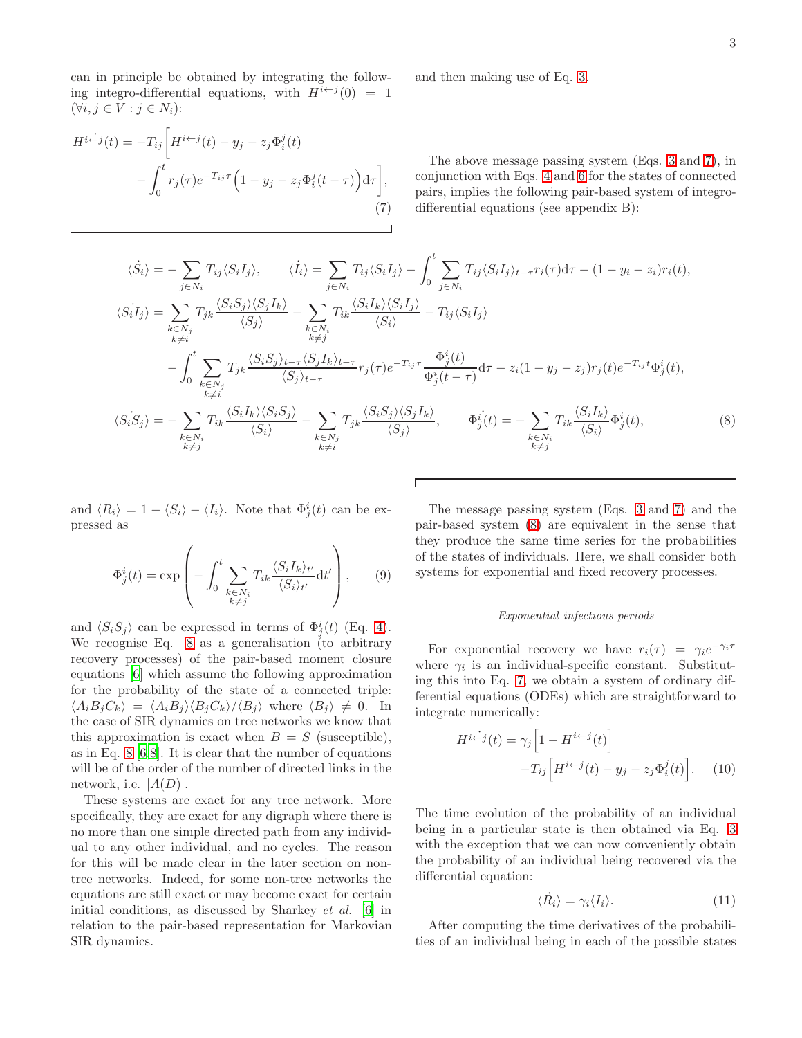can in principle be obtained by integrating the following integro-differential equations, with $H^{i\leftarrow j}(0) = 1$ ($\forall i,j \in V : j \in N_i$):

$$
\dot{H^{i\leftarrow j}}(t) = -T_{ij}\bigg[H^{i\leftarrow j}(t) - y_j - z_j\Phi_i^j(t) - \int_0^t r_j(\tau)e^{-T_{ij}\tau}\Big(1 - y_j - z_j\Phi_i^j(t-\tau)\Big)\mathrm{d}\tau\bigg], \tag{7}
$$

and then making use of Eq. 3.

The above message passing system (Eqs. 3 and 7), in conjunction with Eqs. 4 and 6 for the states of connected pairs, implies the following pair-based system of integro-differential equations (see appendix B):

$$
\begin{aligned}
\dot{\langle S_i\rangle} &= -\sum_{j\in N_i} T_{ij}\langle S_iI_j\rangle, \qquad \dot{\langle I_i\rangle} = \sum_{j\in N_i} T_{ij}\langle S_iI_j\rangle - \int_0^t \sum_{j\in N_i} T_{ij}\langle S_iI_j\rangle_{t-\tau} r_i(\tau)\mathrm{d}\tau - (1-y_i-z_i)r_i(t),\\
\dot{\langle S_iI_j\rangle} &= \sum_{\substack{k\in N_j\\ k\neq i}} T_{jk}\frac{\langle S_iS_j\rangle\langle S_jI_k\rangle}{\langle S_j\rangle} - \sum_{\substack{k\in N_i\\ k\neq j}} T_{ik}\frac{\langle S_iI_k\rangle\langle S_iI_j\rangle}{\langle S_i\rangle} - T_{ij}\langle S_iI_j\rangle\\
&\quad - \int_0^t \sum_{\substack{k\in N_j\\ k\neq i}} T_{jk}\frac{\langle S_iS_j\rangle_{t-\tau}\langle S_jI_k\rangle_{t-\tau}}{\langle S_j\rangle_{t-\tau}} r_j(\tau)e^{-T_{ij}\tau}\frac{\Phi_j^i(t)}{\Phi_j^i(t-\tau)}\mathrm{d}\tau - z_i(1-y_j-z_j)r_j(t)e^{-T_{ij}t}\Phi_j^i(t),\\
\dot{\langle S_iS_j\rangle} &= -\sum_{\substack{k\in N_i\\ k\neq j}} T_{ik}\frac{\langle S_iI_k\rangle\langle S_iS_j\rangle}{\langle S_i\rangle} - \sum_{\substack{k\in N_j\\ k\neq i}} T_{jk}\frac{\langle S_iS_j\rangle\langle S_jI_k\rangle}{\langle S_j\rangle}, \qquad \dot{\Phi_j^i}(t) = -\sum_{\substack{k\in N_i\\ k\neq j}} T_{ik}\frac{\langle S_iI_k\rangle}{\langle S_i\rangle}\Phi_j^i(t),
\end{aligned} \tag{8}
$$

and $\langle R_i\rangle = 1 - \langle S_i\rangle - \langle I_i\rangle$. Note that $\Phi_j^i(t)$ can be expressed as

$$
\Phi_j^i(t) = \exp\left(-\int_0^t \sum_{\substack{k\in N_i\\ k\neq j}} T_{ik}\frac{\langle S_iI_k\rangle_{t'}}{\langle S_i\rangle_{t'}}\mathrm{d}t'\right), \tag{9}
$$

and $\langle S_iS_j\rangle$ can be expressed in terms of $\Phi_j^i(t)$ (Eq. 4). We recognise Eq. 8 as a generalisation (to arbitrary recovery processes) of the pair-based moment closure equations [6] which assume the following approximation for the probability of the state of a connected triple: $\langle A_iB_jC_k\rangle = \langle A_iB_j\rangle\langle B_jC_k\rangle/\langle B_j\rangle$ where $\langle B_j\rangle \neq 0$. In the case of SIR dynamics on tree networks we know that this approximation is exact when $B = S$ (susceptible), as in Eq. 8 [6, 8]. It is clear that the number of equations will be of the order of the number of directed links in the network, i.e. $|A(D)|$.

These systems are exact for any tree network. More specifically, they are exact for any digraph where there is no more than one simple directed path from any individual to any other individual, and no cycles. The reason for this will be made clear in the later section on non-tree networks. Indeed, for some non-tree networks the equations are still exact or may become exact for certain initial conditions, as discussed by Sharkey *et al.* [6] in relation to the pair-based representation for Markovian SIR dynamics.

The message passing system (Eqs. 3 and 7) and the pair-based system (8) are equivalent in the sense that they produce the same time series for the probabilities of the states of individuals. Here, we shall consider both systems for exponential and fixed recovery processes.

### *Exponential infectious periods*

For exponential recovery we have $r_i(\tau) = \gamma_i e^{-\gamma_i\tau}$ where $\gamma_i$ is an individual-specific constant. Substituting this into Eq. 7, we obtain a system of ordinary differential equations (ODEs) which are straightforward to integrate numerically:

$$
\dot{H^{i\leftarrow j}}(t) = \gamma_j\Big[1 - H^{i\leftarrow j}(t)\Big] - T_{ij}\Big[H^{i\leftarrow j}(t) - y_j - z_j\Phi_i^j(t)\Big]. \tag{10}
$$

The time evolution of the probability of an individual being in a particular state is then obtained via Eq. 3 with the exception that we can now conveniently obtain the probability of an individual being recovered via the differential equation:

$$
\dot{\langle R_i\rangle} = \gamma_i\langle I_i\rangle. \tag{11}
$$

After computing the time derivatives of the probabilities of an individual being in each of the possible states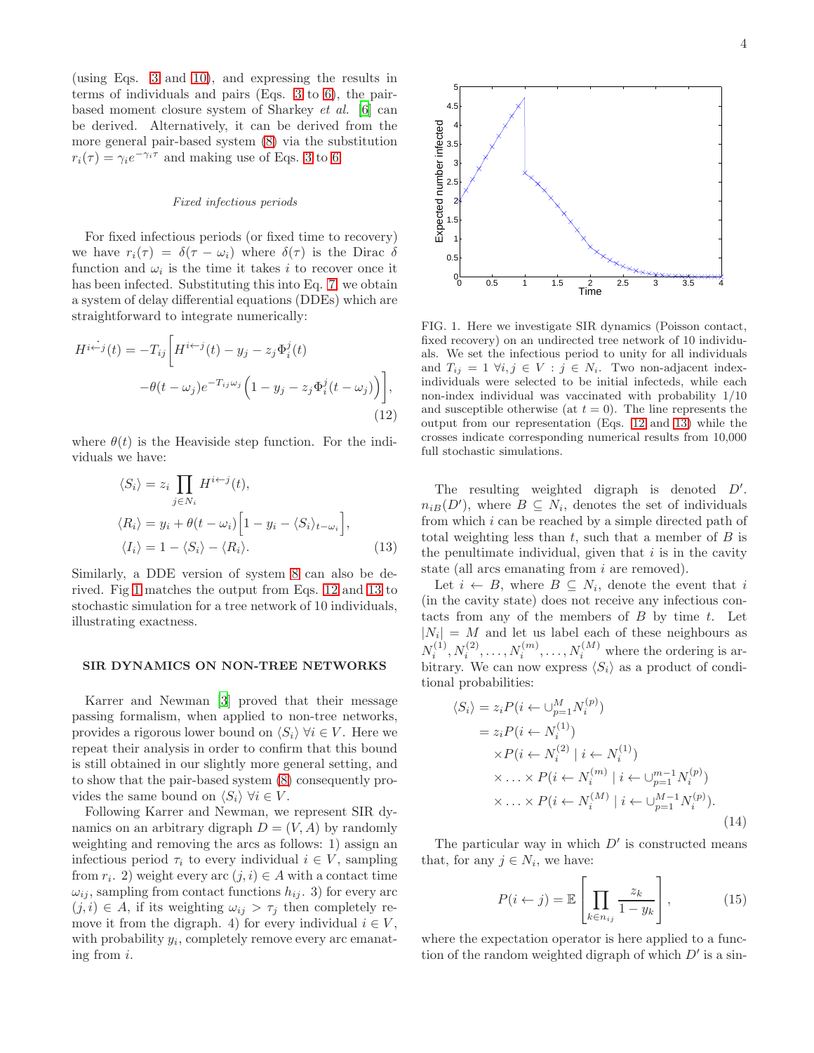(using Eqs. 3 and 10), and expressing the results in terms of individuals and pairs (Eqs. 3 to 6), the pair-based moment closure system of Sharkey *et al.* [6] can be derived. Alternatively, it can be derived from the more general pair-based system (8) via the substitution $r_i(\tau) = \gamma_i e^{-\gamma_i \tau}$ and making use of Eqs. 3 to 6.

### *Fixed infectious periods*

For fixed infectious periods (or fixed time to recovery) we have $r_i(\tau) = \delta(\tau - \omega_i)$ where $\delta(\tau)$ is the Dirac $\delta$ function and $\omega_i$ is the time it takes $i$ to recover once it has been infected. Substituting this into Eq. 7 we obtain a system of delay differential equations (DDEs) which are straightforward to integrate numerically:

$$
\dot{H^{i \leftarrow j}}(t) = -T_{ij}\Big[H^{i \leftarrow j}(t) - y_j - z_j \Phi_i^j(t) - \theta(t - \omega_j) e^{-T_{ij}\omega_j}\Big(1 - y_j - z_j \Phi_i^j(t - \omega_j)\Big)\Big], \tag{12}
$$

where $\theta(t)$ is the Heaviside step function. For the individuals we have:

$$
\begin{aligned}
\langle S_i \rangle &= z_i \prod_{j \in N_i} H^{i \leftarrow j}(t), \\
\langle R_i \rangle &= y_i + \theta(t - \omega_i)\Big[1 - y_i - \langle S_i \rangle_{t - \omega_i}\Big], \\
\langle I_i \rangle &= 1 - \langle S_i \rangle - \langle R_i \rangle.
\end{aligned} \tag{13}
$$

Similarly, a DDE version of system 8 can also be derived. Fig 1 matches the output from Eqs. 12 and 13 to stochastic simulation for a tree network of 10 individuals, illustrating exactness.

FIG. 1. Here we investigate SIR dynamics (Poisson contact, fixed recovery) on an undirected tree network of 10 individuals. We set the infectious period to unity for all individuals and $T_{ij} = 1 \; \forall i, j \in V : j \in N_i$. Two non-adjacent index-individuals were selected to be initial infecteds, while each non-index individual was vaccinated with probability 1/10 and susceptible otherwise (at $t = 0$). The line represents the output from our representation (Eqs. 12 and 13) while the crosses indicate corresponding numerical results from 10,000 full stochastic simulations.

## SIR DYNAMICS ON NON-TREE NETWORKS

Karrer and Newman [3] proved that their message passing formalism, when applied to non-tree networks, provides a rigorous lower bound on $\langle S_i \rangle \; \forall i \in V$. Here we repeat their analysis in order to confirm that this bound is still obtained in our slightly more general setting, and to show that the pair-based system (8) consequently provides the same bound on $\langle S_i \rangle \; \forall i \in V$.

Following Karrer and Newman, we represent SIR dynamics on an arbitrary digraph $D = (V, A)$ by randomly weighting and removing the arcs as follows: 1) assign an infectious period $\tau_i$ to every individual $i \in V$, sampling from $r_i$. 2) weight every arc $(j, i) \in A$ with a contact time $\omega_{ij}$, sampling from contact functions $h_{ij}$. 3) for every arc $(j, i) \in A$, if its weighting $\omega_{ij} > \tau_j$ then completely remove it from the digraph. 4) for every individual $i \in V$, with probability $y_i$, completely remove every arc emanating from $i$.

The resulting weighted digraph is denoted $D'$. $n_{iB}(D')$, where $B \subseteq N_i$, denotes the set of individuals from which $i$ can be reached by a simple directed path of total weighting less than $t$, such that a member of $B$ is the penultimate individual, given that $i$ is in the cavity state (all arcs emanating from $i$ are removed).

Let $i \leftarrow B$, where $B \subseteq N_i$, denote the event that $i$ (in the cavity state) does not receive any infectious contacts from any of the members of $B$ by time $t$. Let $|N_i| = M$ and let us label each of these neighbours as $N_i^{(1)}, N_i^{(2)}, \ldots, N_i^{(m)}, \ldots, N_i^{(M)}$ where the ordering is arbitrary. We can now express $\langle S_i \rangle$ as a product of conditional probabilities:

$$
\begin{aligned}
\langle S_i \rangle &= z_i P(i \leftarrow \cup_{p=1}^{M} N_i^{(p)}) \\
&= z_i P(i \leftarrow N_i^{(1)}) \\
&\quad \times P(i \leftarrow N_i^{(2)} \mid i \leftarrow N_i^{(1)}) \\
&\quad \times \ldots \times P(i \leftarrow N_i^{(m)} \mid i \leftarrow \cup_{p=1}^{m-1} N_i^{(p)}) \\
&\quad \times \ldots \times P(i \leftarrow N_i^{(M)} \mid i \leftarrow \cup_{p=1}^{M-1} N_i^{(p)}).
\end{aligned} \tag{14}
$$

The particular way in which $D'$ is constructed means that, for any $j \in N_i$, we have:

$$
P(i \leftarrow j) = \mathbb{E}\left[\prod_{k \in n_{ij}} \frac{z_k}{1 - y_k}\right], \tag{15}
$$

where the expectation operator is here applied to a function of the random weighted digraph of which $D'$ is a sin-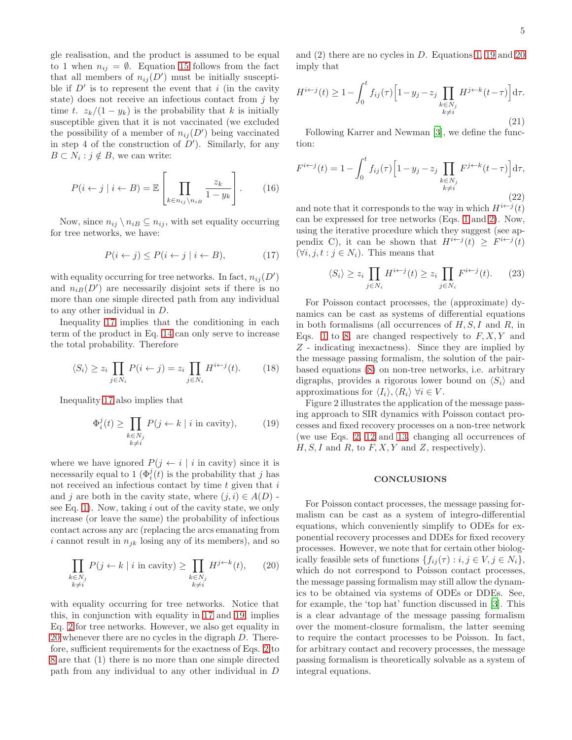gle realisation, and the product is assumed to be equal to 1 when $n_{ij} = \emptyset$. Equation 15 follows from the fact that all members of $n_{ij}(D')$ must be initially susceptible if $D'$ is to represent the event that $i$ (in the cavity state) does not receive an infectious contact from $j$ by time $t$. $z_k/(1-y_k)$ is the probability that $k$ is initially susceptible given that it is not vaccinated (we excluded the possibility of a member of $n_{ij}(D')$ being vaccinated in step 4 of the construction of $D'$). Similarly, for any $B \subset N_i : j \notin B$, we can write:

$$P(i \leftarrow j \mid i \leftarrow B) = \mathbb{E}\left[\prod_{k \in n_{ij} \setminus n_{iB}} \frac{z_k}{1-y_k}\right]. \tag{16}$$

Now, since $n_{ij} \setminus n_{iB} \subseteq n_{ij}$, with set equality occurring for tree networks, we have:

$$P(i \leftarrow j) \leq P(i \leftarrow j \mid i \leftarrow B), \tag{17}$$

with equality occurring for tree networks. In fact, $n_{ij}(D')$ and $n_{iB}(D')$ are necessarily disjoint sets if there is no more than one simple directed path from any individual to any other individual in $D$.

Inequality 17 implies that the conditioning in each term of the product in Eq. 14 can only serve to increase the total probability. Therefore

$$\langle S_i \rangle \geq z_i \prod_{j \in N_i} P(i \leftarrow j) = z_i \prod_{j \in N_i} H^{i \leftarrow j}(t). \tag{18}$$

Inequality 17 also implies that

$$\Phi_i^j(t) \geq \prod_{\substack{k \in N_j \\ k \neq i}} P(j \leftarrow k \mid i \text{ in cavity}), \tag{19}$$

where we have ignored $P(j \leftarrow i \mid i \text{ in cavity})$ since it is necessarily equal to 1 ($\Phi_i^j(t)$ is the probability that $j$ has not received an infectious contact by time $t$ given that $i$ and $j$ are both in the cavity state, where $(j,i) \in A(D)$ - see Eq. 1). Now, taking $i$ out of the cavity state, we only increase (or leave the same) the probability of infectious contact across any arc (replacing the arcs emanating from $i$ cannot result in $n_{jk}$ losing any of its members), and so

$$\prod_{\substack{k \in N_j \\ k \neq i}} P(j \leftarrow k \mid i \text{ in cavity}) \geq \prod_{\substack{k \in N_j \\ k \neq i}} H^{j \leftarrow k}(t), \tag{20}$$

with equality occurring for tree networks. Notice that this, in conjunction with equality in 17 and 19, implies Eq. 2 for tree networks. However, we also get equality in 20 whenever there are no cycles in the digraph $D$. Therefore, sufficient requirements for the exactness of Eqs. 2 to 8 are that (1) there is no more than one simple directed path from any individual to any other individual in $D$ and (2) there are no cycles in $D$. Equations 1, 19 and 20 imply that

$$H^{i \leftarrow j}(t) \geq 1 - \int_0^t f_{ij}(\tau)\Big[1 - y_j - z_j \prod_{\substack{k \in N_j \\ k \neq i}} H^{j \leftarrow k}(t-\tau)\Big]\mathrm{d}\tau. \tag{21}$$

Following Karrer and Newman [3], we define the function:

$$F^{i \leftarrow j}(t) = 1 - \int_0^t f_{ij}(\tau)\Big[1 - y_j - z_j \prod_{\substack{k \in N_j \\ k \neq i}} F^{j \leftarrow k}(t-\tau)\Big]\mathrm{d}\tau, \tag{22}$$

and note that it corresponds to the way in which $H^{i \leftarrow j}(t)$ can be expressed for tree networks (Eqs. 1 and 2). Now, using the iterative procedure which they suggest (see appendix C), it can be shown that $H^{i \leftarrow j}(t) \geq F^{i \leftarrow j}(t)$ $(\forall i, j, t : j \in N_i)$. This means that

$$\langle S_i \rangle \geq z_i \prod_{j \in N_i} H^{i \leftarrow j}(t) \geq z_i \prod_{j \in N_i} F^{i \leftarrow j}(t). \tag{23}$$

For Poisson contact processes, the (approximate) dynamics can be cast as systems of differential equations in both formalisms (all occurrences of $H, S, I$ and $R$, in Eqs. 1 to 8, are changed respectively to $F, X, Y$ and $Z$ - indicating inexactness). Since they are implied by the message passing formalism, the solution of the pair-based equations (8) on non-tree networks, i.e. arbitrary digraphs, provides a rigorous lower bound on $\langle S_i \rangle$ and approximations for $\langle I_i \rangle, \langle R_i \rangle$ $\forall i \in V$.

Figure 2 illustrates the application of the message passing approach to SIR dynamics with Poisson contact processes and fixed recovery processes on a non-tree network (we use Eqs. 2, 12 and 13, changing all occurrences of $H, S, I$ and $R$, to $F, X, Y$ and $Z$, respectively).

## CONCLUSIONS

For Poisson contact processes, the message passing formalism can be cast as a system of integro-differential equations, which conveniently simplify to ODEs for exponential recovery processes and DDEs for fixed recovery processes. However, we note that for certain other biologically feasible sets of functions $\{f_{ij}(\tau) : i, j \in V, j \in N_i\}$, which do not correspond to Poisson contact processes, the message passing formalism may still allow the dynamics to be obtained via systems of ODEs or DDEs. See, for example, the 'top hat' function discussed in [3]. This is a clear advantage of the message passing formalism over the moment-closure formalism, the latter seeming to require the contact processes to be Poisson. In fact, for arbitrary contact and recovery processes, the message passing formalism is theoretically solvable as a system of integral equations.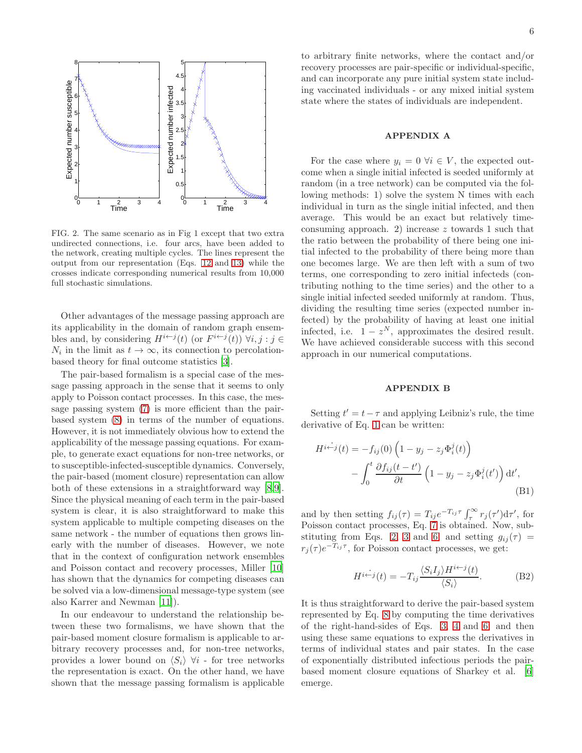FIG. 2. The same scenario as in Fig 1 except that two extra undirected connections, i.e. four arcs, have been added to the network, creating multiple cycles. The lines represent the output from our representation (Eqs. 12 and 13) while the crosses indicate corresponding numerical results from 10,000 full stochastic simulations.

Other advantages of the message passing approach are its applicability in the domain of random graph ensembles and, by considering $H^{i\leftarrow j}(t)$ (or $F^{i\leftarrow j}(t)$) $\forall i, j : j \in N_i$ in the limit as $t \to \infty$, its connection to percolation-based theory for final outcome statistics [3].

The pair-based formalism is a special case of the message passing approach in the sense that it seems to only apply to Poisson contact processes. In this case, the message passing system (7) is more efficient than the pair-based system (8) in terms of the number of equations. However, it is not immediately obvious how to extend the applicability of the message passing equations. For example, to generate exact equations for non-tree networks, or to susceptible-infected-susceptible dynamics. Conversely, the pair-based (moment closure) representation can allow both of these extensions in a straightforward way [8,9]. Since the physical meaning of each term in the pair-based system is clear, it is also straightforward to make this system applicable to multiple competing diseases on the same network - the number of equations then grows linearly with the number of diseases. However, we note that in the context of configuration network ensembles and Poisson contact and recovery processes, Miller [10] has shown that the dynamics for competing diseases can be solved via a low-dimensional message-type system (see also Karrer and Newman [11]).

In our endeavour to understand the relationship between these two formalisms, we have shown that the pair-based moment closure formalism is applicable to arbitrary recovery processes and, for non-tree networks, provides a lower bound on $\langle S_i \rangle$ $\forall i$ - for tree networks the representation is exact. On the other hand, we have shown that the message passing formalism is applicable to arbitrary finite networks, where the contact and/or recovery processes are pair-specific or individual-specific, and can incorporate any pure initial system state including vaccinated individuals - or any mixed initial system state where the states of individuals are independent.

## APPENDIX A

For the case where $y_i = 0$ $\forall i \in V$, the expected outcome when a single initial infected is seeded uniformly at random (in a tree network) can be computed via the following methods: 1) solve the system N times with each individual in turn as the single initial infected, and then average. This would be an exact but relatively time-consuming approach. 2) increase $z$ towards 1 such that the ratio between the probability of there being one initial infected to the probability of there being more than one becomes large. We are then left with a sum of two terms, one corresponding to zero initial infecteds (contributing nothing to the time series) and the other to a single initial infected seeded uniformly at random. Thus, dividing the resulting time series (expected number infected) by the probability of having at least one initial infected, i.e. $1 - z^N$, approximates the desired result. We have achieved considerable success with this second approach in our numerical computations.

## APPENDIX B

Setting $t' = t - \tau$ and applying Leibniz's rule, the time derivative of Eq. 1 can be written:

$$
\dot{H^{i\leftarrow j}}(t) = -f_{ij}(0)\left(1 - y_j - z_j \Phi_i^j(t)\right) - \int_0^t \frac{\partial f_{ij}(t-t')}{\partial t}\left(1 - y_j - z_j \Phi_i^j(t')\right) \mathrm{d}t', \tag{B1}
$$

and by then setting $f_{ij}(\tau) = T_{ij} e^{-T_{ij}\tau} \int_\tau^\infty r_j(\tau')\mathrm{d}\tau'$, for Poisson contact processes, Eq. 7 is obtained. Now, substituting from Eqs. 2, 3 and 6, and setting $g_{ij}(\tau) = r_j(\tau) e^{-T_{ij}\tau}$, for Poisson contact processes, we get:

$$
\dot{H^{i\leftarrow j}}(t) = -T_{ij} \frac{\langle S_i I_j \rangle H^{i\leftarrow j}(t)}{\langle S_i \rangle}. \tag{B2}
$$

It is thus straightforward to derive the pair-based system represented by Eq. 8 by computing the time derivatives of the right-hand-sides of Eqs. 3, 4 and 6, and then using these same equations to express the derivatives in terms of individual states and pair states. In the case of exponentially distributed infectious periods the pair-based moment closure equations of Sharkey et al. [6] emerge.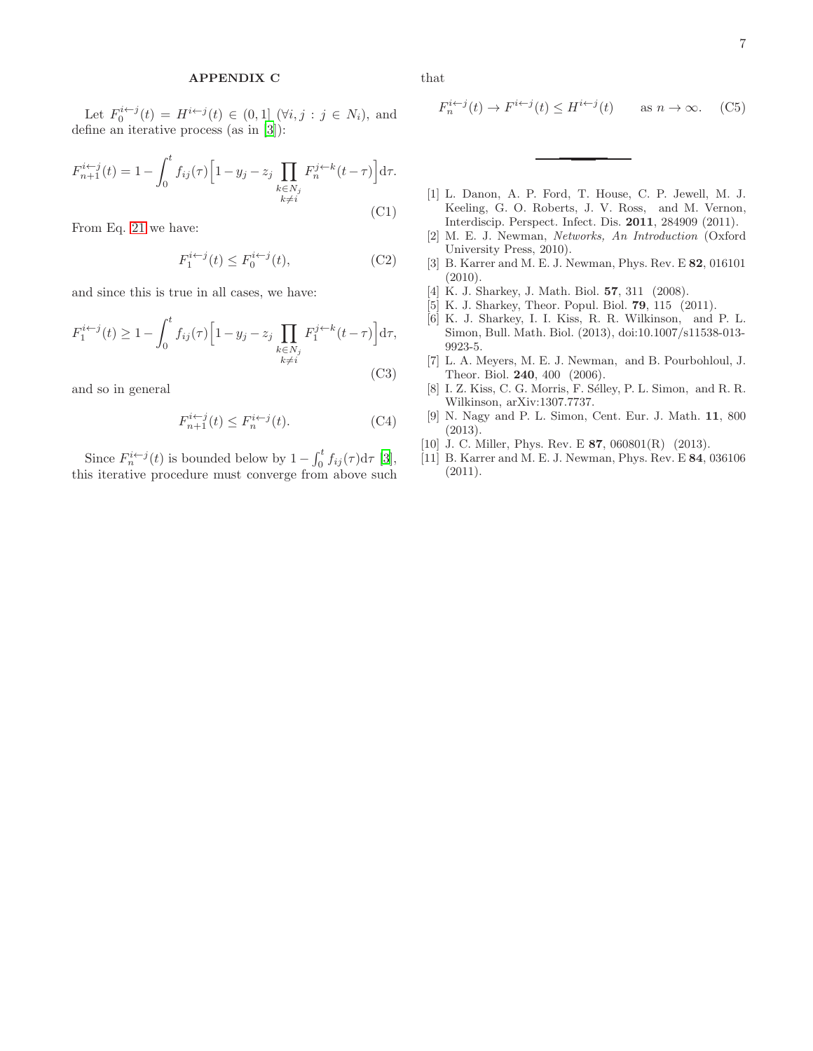## APPENDIX C

Let $F_0^{i\leftarrow j}(t) = H^{i\leftarrow j}(t) \in (0,1]$ $(\forall i, j : j \in N_i)$, and define an iterative process (as in [3]):

$$F_{n+1}^{i\leftarrow j}(t) = 1 - \int_0^t f_{ij}(\tau)\Big[1 - y_j - z_j \prod_{\substack{k\in N_j\\ k\neq i}} F_n^{j\leftarrow k}(t-\tau)\Big]\mathrm{d}\tau. \tag{C1}$$

From Eq. 21 we have:

$$F_1^{i\leftarrow j}(t) \leq F_0^{i\leftarrow j}(t), \tag{C2}$$

and since this is true in all cases, we have:

$$F_1^{i\leftarrow j}(t) \geq 1 - \int_0^t f_{ij}(\tau)\Big[1 - y_j - z_j \prod_{\substack{k\in N_j\\ k\neq i}} F_1^{j\leftarrow k}(t-\tau)\Big]\mathrm{d}\tau, \tag{C3}$$

and so in general

$$F_{n+1}^{i\leftarrow j}(t) \leq F_n^{i\leftarrow j}(t). \tag{C4}$$

Since $F_n^{i\leftarrow j}(t)$ is bounded below by $1 - \int_0^t f_{ij}(\tau)\mathrm{d}\tau$ [3], this iterative procedure must converge from above such that

$$F_n^{i\leftarrow j}(t) \rightarrow F^{i\leftarrow j}(t) \leq H^{i\leftarrow j}(t) \qquad \text{as } n \rightarrow \infty. \tag{C5}$$

---

[1] L. Danon, A. P. Ford, T. House, C. P. Jewell, M. J. Keeling, G. O. Roberts, J. V. Ross, and M. Vernon, Interdiscip. Perspect. Infect. Dis. **2011**, 284909 (2011).

[2] M. E. J. Newman, *Networks, An Introduction* (Oxford University Press, 2010).

[3] B. Karrer and M. E. J. Newman, Phys. Rev. E **82**, 016101 (2010).

[4] K. J. Sharkey, J. Math. Biol. **57**, 311 (2008).

[5] K. J. Sharkey, Theor. Popul. Biol. **79**, 115 (2011).

[6] K. J. Sharkey, I. I. Kiss, R. R. Wilkinson, and P. L. Simon, Bull. Math. Biol. (2013), doi:10.1007/s11538-013-9923-5.

[7] L. A. Meyers, M. E. J. Newman, and B. Pourbohloul, J. Theor. Biol. **240**, 400 (2006).

[8] I. Z. Kiss, C. G. Morris, F. Sélley, P. L. Simon, and R. R. Wilkinson, arXiv:1307.7737.

[9] N. Nagy and P. L. Simon, Cent. Eur. J. Math. **11**, 800 (2013).

[10] J. C. Miller, Phys. Rev. E **87**, 060801(R) (2013).

[11] B. Karrer and M. E. J. Newman, Phys. Rev. E **84**, 036106 (2011).